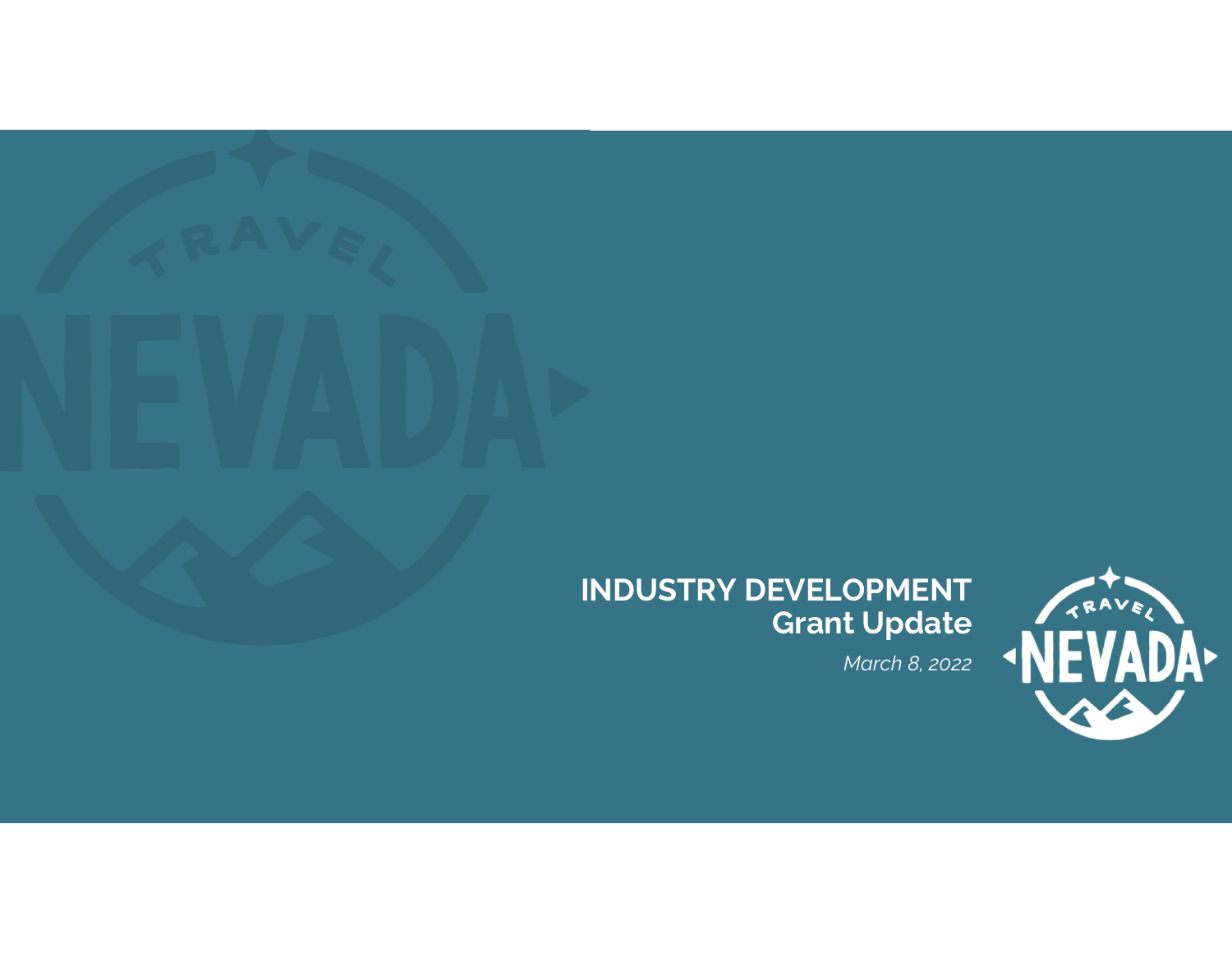# INDUSTRY DEVELOPMENT
## Grant Update

*March 8, 2022*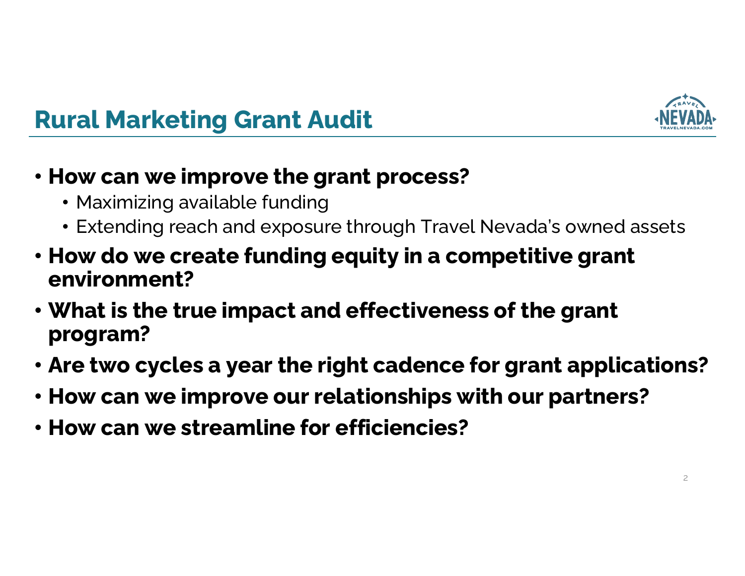# Rural Marketing Grant Audit

- **How can we improve the grant process?**
  - Maximizing available funding
  - Extending reach and exposure through Travel Nevada's owned assets
- **How do we create funding equity in a competitive grant environment?**
- **What is the true impact and effectiveness of the grant program?**
- **Are two cycles a year the right cadence for grant applications?**
- **How can we improve our relationships with our partners?**
- **How can we streamline for efficiencies?**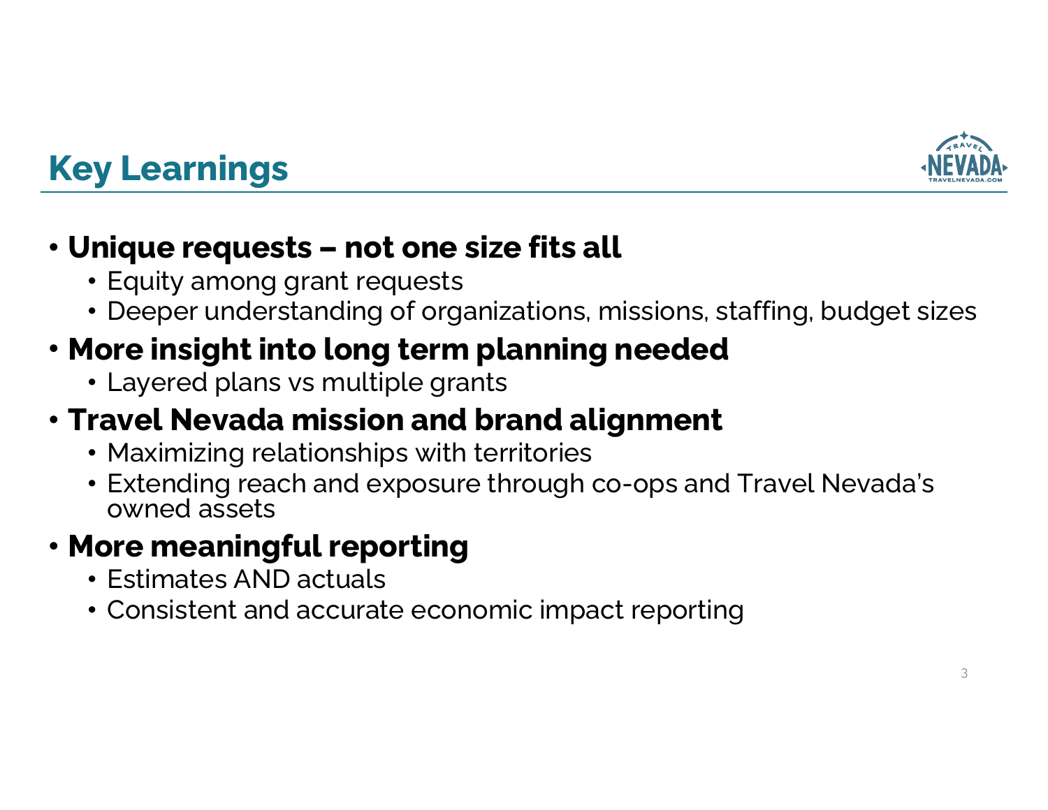# Key Learnings

- **Unique requests – not one size fits all**
  - Equity among grant requests
  - Deeper understanding of organizations, missions, staffing, budget sizes
- **More insight into long term planning needed**
  - Layered plans vs multiple grants
- **Travel Nevada mission and brand alignment**
  - Maximizing relationships with territories
  - Extending reach and exposure through co-ops and Travel Nevada's owned assets
- **More meaningful reporting**
  - Estimates AND actuals
  - Consistent and accurate economic impact reporting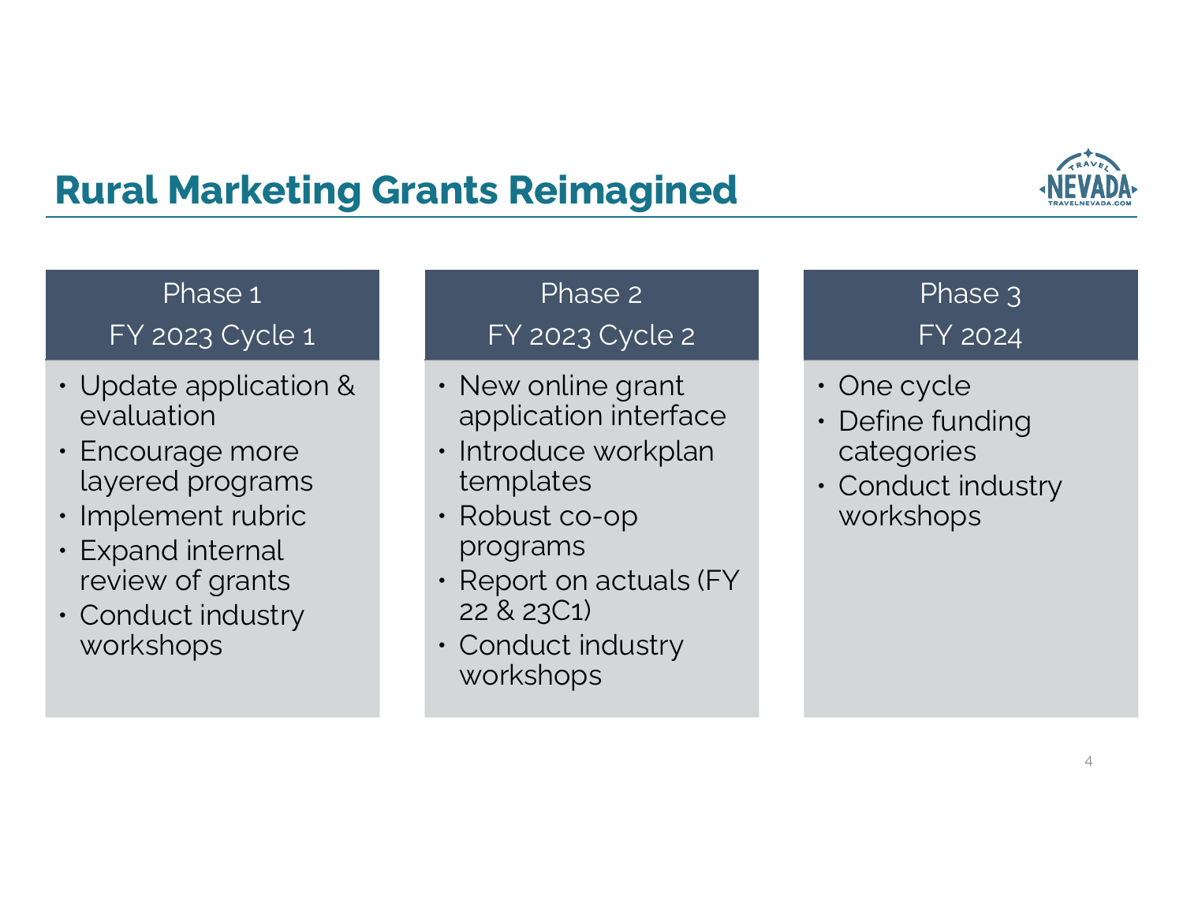# Rural Marketing Grants Reimagined

### Phase 1
### FY 2023 Cycle 1

- Update application & evaluation
- Encourage more layered programs
- Implement rubric
- Expand internal review of grants
- Conduct industry workshops

### Phase 2
### FY 2023 Cycle 2

- New online grant application interface
- Introduce workplan templates
- Robust co-op programs
- Report on actuals (FY 22 & 23C1)
- Conduct industry workshops

### Phase 3
### FY 2024

- One cycle
- Define funding categories
- Conduct industry workshops